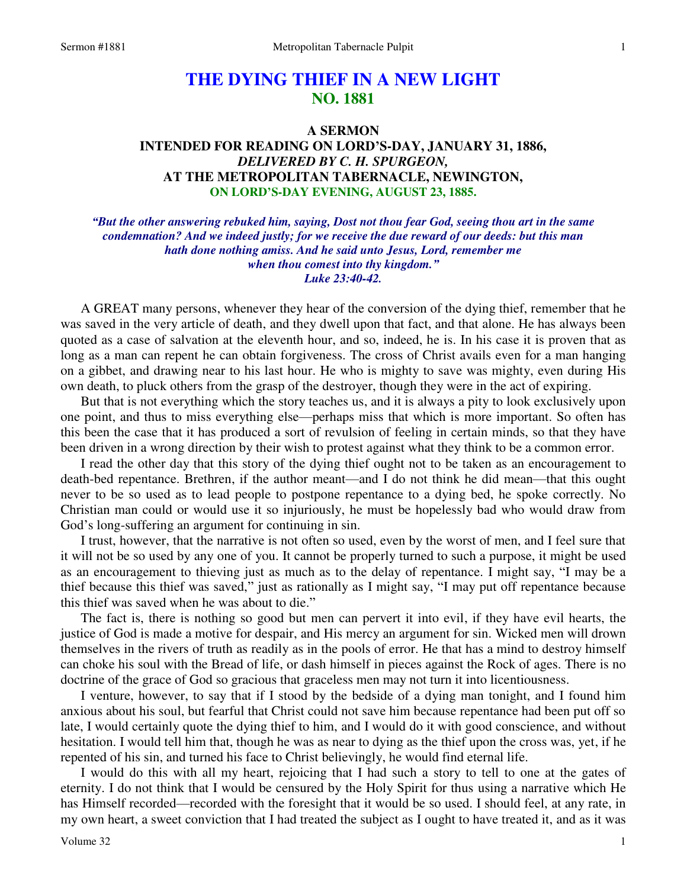# THE DYING THIEF IN A NEW LIGHT
## NO. 1881

### A SERMON
### INTENDED FOR READING ON LORD'S-DAY, JANUARY 31, 1886,
### *DELIVERED BY C. H. SPURGEON,*
### AT THE METROPOLITAN TABERNACLE, NEWINGTON,
### ON LORD'S-DAY EVENING, AUGUST 23, 1885.

***"But the other answering rebuked him, saying, Dost not thou fear God, seeing thou art in the same condemnation? And we indeed justly; for we receive the due reward of our deeds: but this man hath done nothing amiss. And he said unto Jesus, Lord, remember me when thou comest into thy kingdom." Luke 23:40-42.***

A GREAT many persons, whenever they hear of the conversion of the dying thief, remember that he was saved in the very article of death, and they dwell upon that fact, and that alone. He has always been quoted as a case of salvation at the eleventh hour, and so, indeed, he is. In his case it is proven that as long as a man can repent he can obtain forgiveness. The cross of Christ avails even for a man hanging on a gibbet, and drawing near to his last hour. He who is mighty to save was mighty, even during His own death, to pluck others from the grasp of the destroyer, though they were in the act of expiring.

But that is not everything which the story teaches us, and it is always a pity to look exclusively upon one point, and thus to miss everything else—perhaps miss that which is more important. So often has this been the case that it has produced a sort of revulsion of feeling in certain minds, so that they have been driven in a wrong direction by their wish to protest against what they think to be a common error.

I read the other day that this story of the dying thief ought not to be taken as an encouragement to death-bed repentance. Brethren, if the author meant—and I do not think he did mean—that this ought never to be so used as to lead people to postpone repentance to a dying bed, he spoke correctly. No Christian man could or would use it so injuriously, he must be hopelessly bad who would draw from God's long-suffering an argument for continuing in sin.

I trust, however, that the narrative is not often so used, even by the worst of men, and I feel sure that it will not be so used by any one of you. It cannot be properly turned to such a purpose, it might be used as an encouragement to thieving just as much as to the delay of repentance. I might say, "I may be a thief because this thief was saved," just as rationally as I might say, "I may put off repentance because this thief was saved when he was about to die."

The fact is, there is nothing so good but men can pervert it into evil, if they have evil hearts, the justice of God is made a motive for despair, and His mercy an argument for sin. Wicked men will drown themselves in the rivers of truth as readily as in the pools of error. He that has a mind to destroy himself can choke his soul with the Bread of life, or dash himself in pieces against the Rock of ages. There is no doctrine of the grace of God so gracious that graceless men may not turn it into licentiousness.

I venture, however, to say that if I stood by the bedside of a dying man tonight, and I found him anxious about his soul, but fearful that Christ could not save him because repentance had been put off so late, I would certainly quote the dying thief to him, and I would do it with good conscience, and without hesitation. I would tell him that, though he was as near to dying as the thief upon the cross was, yet, if he repented of his sin, and turned his face to Christ believingly, he would find eternal life.

I would do this with all my heart, rejoicing that I had such a story to tell to one at the gates of eternity. I do not think that I would be censured by the Holy Spirit for thus using a narrative which He has Himself recorded—recorded with the foresight that it would be so used. I should feel, at any rate, in my own heart, a sweet conviction that I had treated the subject as I ought to have treated it, and as it was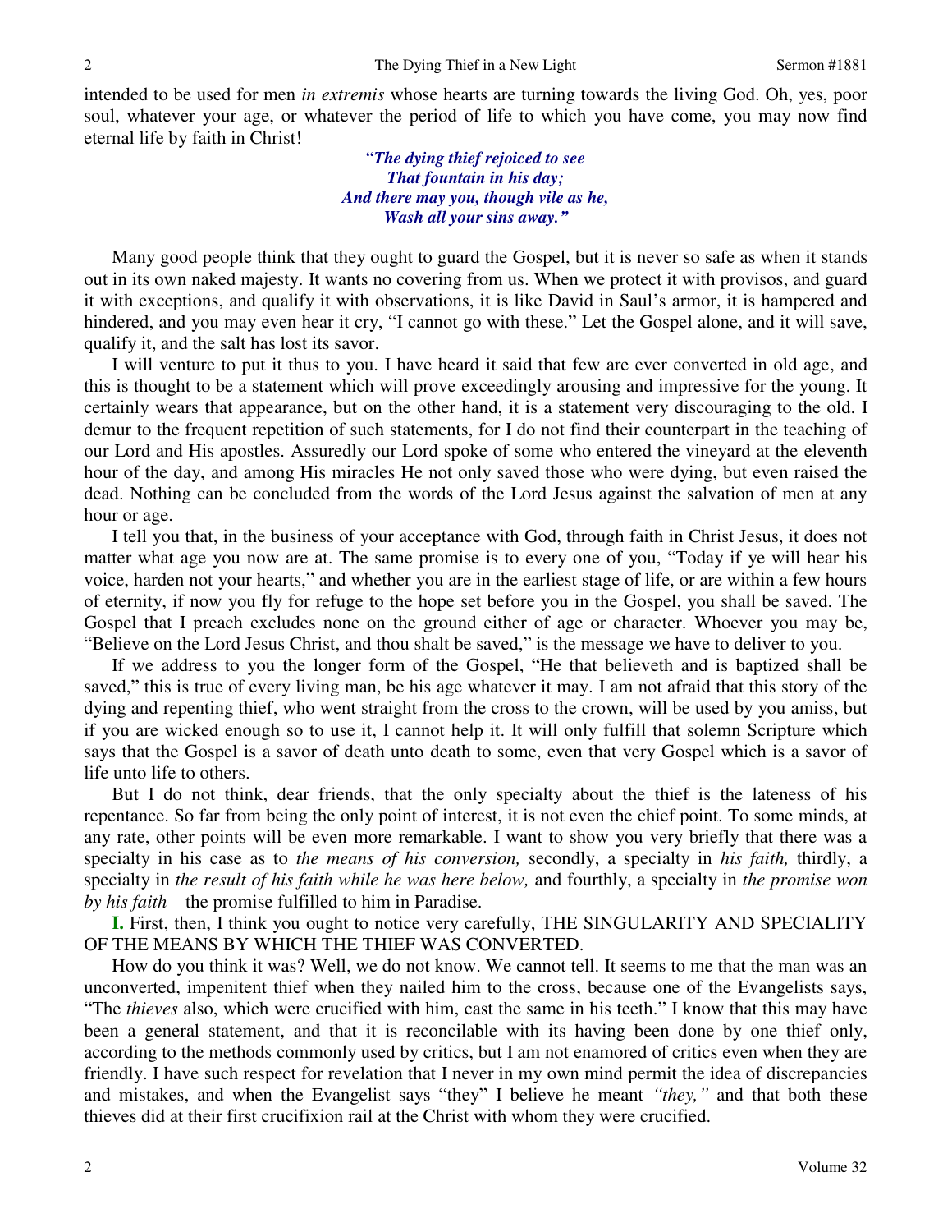intended to be used for men *in extremis* whose hearts are turning towards the living God. Oh, yes, poor soul, whatever your age, or whatever the period of life to which you have come, you may now find eternal life by faith in Christ!

> ***"The dying thief rejoiced to see***
> ***That fountain in his day;***
> ***And there may you, though vile as he,***
> ***Wash all your sins away."***

Many good people think that they ought to guard the Gospel, but it is never so safe as when it stands out in its own naked majesty. It wants no covering from us. When we protect it with provisos, and guard it with exceptions, and qualify it with observations, it is like David in Saul's armor, it is hampered and hindered, and you may even hear it cry, "I cannot go with these." Let the Gospel alone, and it will save, qualify it, and the salt has lost its savor.

I will venture to put it thus to you. I have heard it said that few are ever converted in old age, and this is thought to be a statement which will prove exceedingly arousing and impressive for the young. It certainly wears that appearance, but on the other hand, it is a statement very discouraging to the old. I demur to the frequent repetition of such statements, for I do not find their counterpart in the teaching of our Lord and His apostles. Assuredly our Lord spoke of some who entered the vineyard at the eleventh hour of the day, and among His miracles He not only saved those who were dying, but even raised the dead. Nothing can be concluded from the words of the Lord Jesus against the salvation of men at any hour or age.

I tell you that, in the business of your acceptance with God, through faith in Christ Jesus, it does not matter what age you now are at. The same promise is to every one of you, "Today if ye will hear his voice, harden not your hearts," and whether you are in the earliest stage of life, or are within a few hours of eternity, if now you fly for refuge to the hope set before you in the Gospel, you shall be saved. The Gospel that I preach excludes none on the ground either of age or character. Whoever you may be, "Believe on the Lord Jesus Christ, and thou shalt be saved," is the message we have to deliver to you.

If we address to you the longer form of the Gospel, "He that believeth and is baptized shall be saved," this is true of every living man, be his age whatever it may. I am not afraid that this story of the dying and repenting thief, who went straight from the cross to the crown, will be used by you amiss, but if you are wicked enough so to use it, I cannot help it. It will only fulfill that solemn Scripture which says that the Gospel is a savor of death unto death to some, even that very Gospel which is a savor of life unto life to others.

But I do not think, dear friends, that the only specialty about the thief is the lateness of his repentance. So far from being the only point of interest, it is not even the chief point. To some minds, at any rate, other points will be even more remarkable. I want to show you very briefly that there was a specialty in his case as to *the means of his conversion,* secondly, a specialty in *his faith,* thirdly, a specialty in *the result of his faith while he was here below,* and fourthly, a specialty in *the promise won by his faith*—the promise fulfilled to him in Paradise.

**I.** First, then, I think you ought to notice very carefully, THE SINGULARITY AND SPECIALITY OF THE MEANS BY WHICH THE THIEF WAS CONVERTED.

How do you think it was? Well, we do not know. We cannot tell. It seems to me that the man was an unconverted, impenitent thief when they nailed him to the cross, because one of the Evangelists says, "The *thieves* also, which were crucified with him, cast the same in his teeth." I know that this may have been a general statement, and that it is reconcilable with its having been done by one thief only, according to the methods commonly used by critics, but I am not enamored of critics even when they are friendly. I have such respect for revelation that I never in my own mind permit the idea of discrepancies and mistakes, and when the Evangelist says "they" I believe he meant *"they,"* and that both these thieves did at their first crucifixion rail at the Christ with whom they were crucified.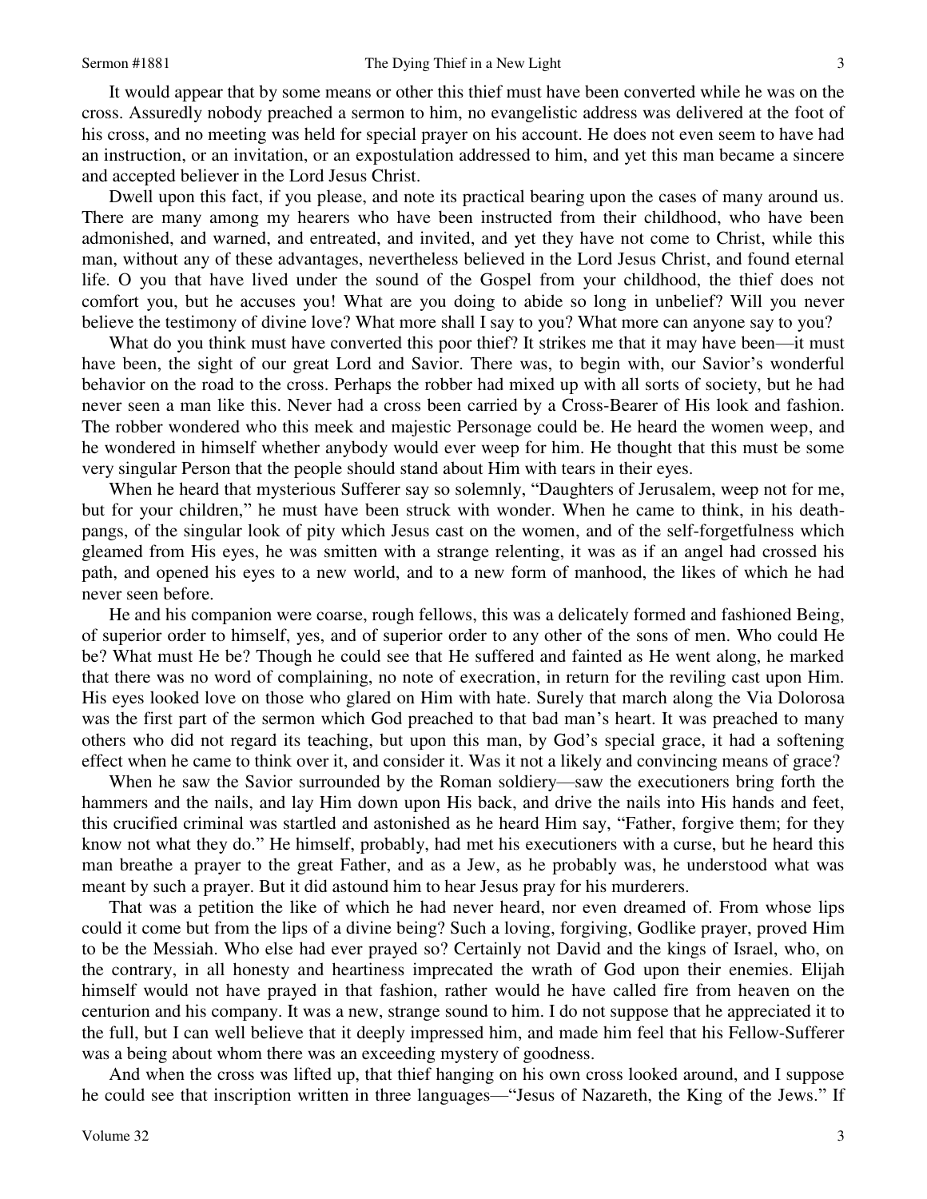It would appear that by some means or other this thief must have been converted while he was on the cross. Assuredly nobody preached a sermon to him, no evangelistic address was delivered at the foot of his cross, and no meeting was held for special prayer on his account. He does not even seem to have had an instruction, or an invitation, or an expostulation addressed to him, and yet this man became a sincere and accepted believer in the Lord Jesus Christ.

Dwell upon this fact, if you please, and note its practical bearing upon the cases of many around us. There are many among my hearers who have been instructed from their childhood, who have been admonished, and warned, and entreated, and invited, and yet they have not come to Christ, while this man, without any of these advantages, nevertheless believed in the Lord Jesus Christ, and found eternal life. O you that have lived under the sound of the Gospel from your childhood, the thief does not comfort you, but he accuses you! What are you doing to abide so long in unbelief? Will you never believe the testimony of divine love? What more shall I say to you? What more can anyone say to you?

What do you think must have converted this poor thief? It strikes me that it may have been—it must have been, the sight of our great Lord and Savior. There was, to begin with, our Savior's wonderful behavior on the road to the cross. Perhaps the robber had mixed up with all sorts of society, but he had never seen a man like this. Never had a cross been carried by a Cross-Bearer of His look and fashion. The robber wondered who this meek and majestic Personage could be. He heard the women weep, and he wondered in himself whether anybody would ever weep for him. He thought that this must be some very singular Person that the people should stand about Him with tears in their eyes.

When he heard that mysterious Sufferer say so solemnly, "Daughters of Jerusalem, weep not for me, but for your children," he must have been struck with wonder. When he came to think, in his death-pangs, of the singular look of pity which Jesus cast on the women, and of the self-forgetfulness which gleamed from His eyes, he was smitten with a strange relenting, it was as if an angel had crossed his path, and opened his eyes to a new world, and to a new form of manhood, the likes of which he had never seen before.

He and his companion were coarse, rough fellows, this was a delicately formed and fashioned Being, of superior order to himself, yes, and of superior order to any other of the sons of men. Who could He be? What must He be? Though he could see that He suffered and fainted as He went along, he marked that there was no word of complaining, no note of execration, in return for the reviling cast upon Him. His eyes looked love on those who glared on Him with hate. Surely that march along the Via Dolorosa was the first part of the sermon which God preached to that bad man's heart. It was preached to many others who did not regard its teaching, but upon this man, by God's special grace, it had a softening effect when he came to think over it, and consider it. Was it not a likely and convincing means of grace?

When he saw the Savior surrounded by the Roman soldiery—saw the executioners bring forth the hammers and the nails, and lay Him down upon His back, and drive the nails into His hands and feet, this crucified criminal was startled and astonished as he heard Him say, "Father, forgive them; for they know not what they do." He himself, probably, had met his executioners with a curse, but he heard this man breathe a prayer to the great Father, and as a Jew, as he probably was, he understood what was meant by such a prayer. But it did astound him to hear Jesus pray for his murderers.

That was a petition the like of which he had never heard, nor even dreamed of. From whose lips could it come but from the lips of a divine being? Such a loving, forgiving, Godlike prayer, proved Him to be the Messiah. Who else had ever prayed so? Certainly not David and the kings of Israel, who, on the contrary, in all honesty and heartiness imprecated the wrath of God upon their enemies. Elijah himself would not have prayed in that fashion, rather would he have called fire from heaven on the centurion and his company. It was a new, strange sound to him. I do not suppose that he appreciated it to the full, but I can well believe that it deeply impressed him, and made him feel that his Fellow-Sufferer was a being about whom there was an exceeding mystery of goodness.

And when the cross was lifted up, that thief hanging on his own cross looked around, and I suppose he could see that inscription written in three languages—"Jesus of Nazareth, the King of the Jews." If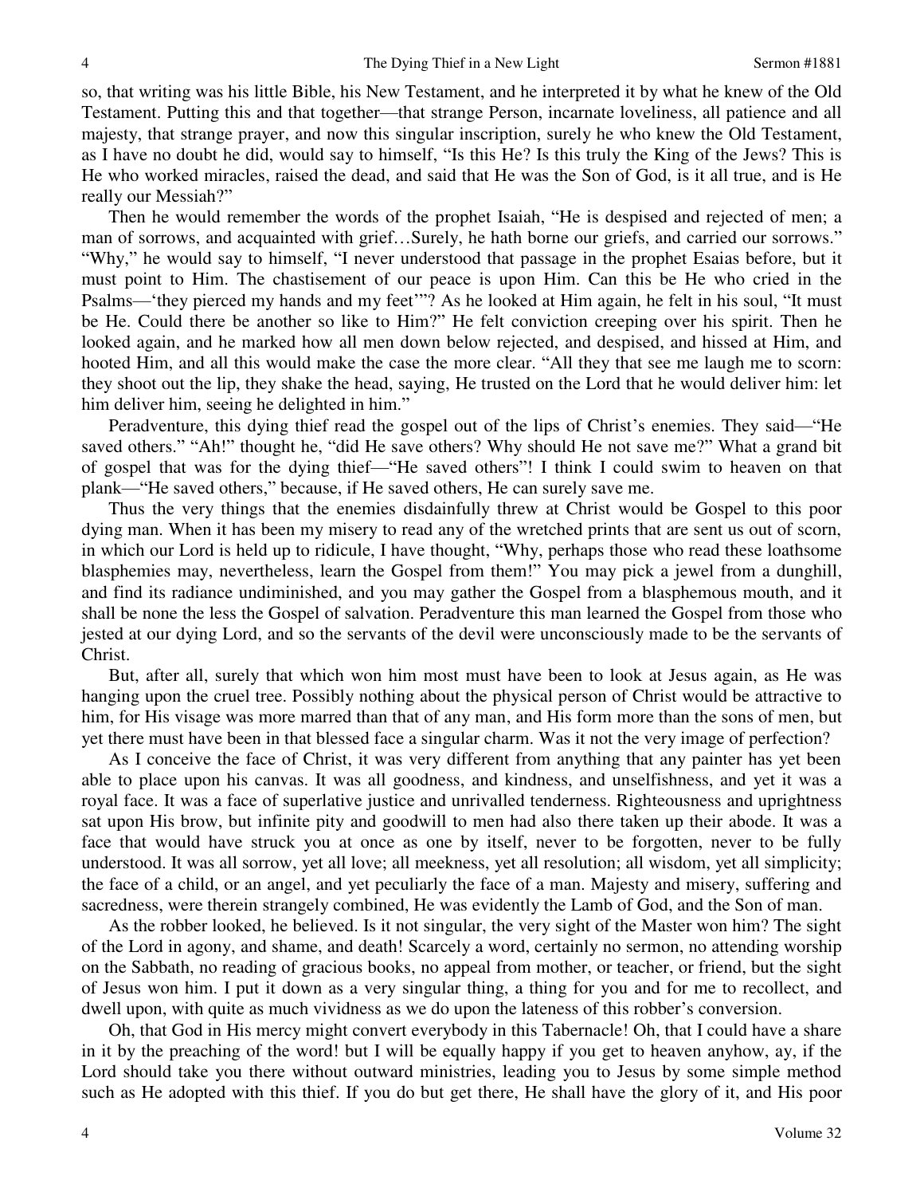so, that writing was his little Bible, his New Testament, and he interpreted it by what he knew of the Old Testament. Putting this and that together—that strange Person, incarnate loveliness, all patience and all majesty, that strange prayer, and now this singular inscription, surely he who knew the Old Testament, as I have no doubt he did, would say to himself, "Is this He? Is this truly the King of the Jews? This is He who worked miracles, raised the dead, and said that He was the Son of God, is it all true, and is He really our Messiah?"

Then he would remember the words of the prophet Isaiah, "He is despised and rejected of men; a man of sorrows, and acquainted with grief…Surely, he hath borne our griefs, and carried our sorrows." "Why," he would say to himself, "I never understood that passage in the prophet Esaias before, but it must point to Him. The chastisement of our peace is upon Him. Can this be He who cried in the Psalms—'they pierced my hands and my feet'"? As he looked at Him again, he felt in his soul, "It must be He. Could there be another so like to Him?" He felt conviction creeping over his spirit. Then he looked again, and he marked how all men down below rejected, and despised, and hissed at Him, and hooted Him, and all this would make the case the more clear. "All they that see me laugh me to scorn: they shoot out the lip, they shake the head, saying, He trusted on the Lord that he would deliver him: let him deliver him, seeing he delighted in him."

Peradventure, this dying thief read the gospel out of the lips of Christ's enemies. They said—"He saved others." "Ah!" thought he, "did He save others? Why should He not save me?" What a grand bit of gospel that was for the dying thief—"He saved others"! I think I could swim to heaven on that plank—"He saved others," because, if He saved others, He can surely save me.

Thus the very things that the enemies disdainfully threw at Christ would be Gospel to this poor dying man. When it has been my misery to read any of the wretched prints that are sent us out of scorn, in which our Lord is held up to ridicule, I have thought, "Why, perhaps those who read these loathsome blasphemies may, nevertheless, learn the Gospel from them!" You may pick a jewel from a dunghill, and find its radiance undiminished, and you may gather the Gospel from a blasphemous mouth, and it shall be none the less the Gospel of salvation. Peradventure this man learned the Gospel from those who jested at our dying Lord, and so the servants of the devil were unconsciously made to be the servants of Christ.

But, after all, surely that which won him most must have been to look at Jesus again, as He was hanging upon the cruel tree. Possibly nothing about the physical person of Christ would be attractive to him, for His visage was more marred than that of any man, and His form more than the sons of men, but yet there must have been in that blessed face a singular charm. Was it not the very image of perfection?

As I conceive the face of Christ, it was very different from anything that any painter has yet been able to place upon his canvas. It was all goodness, and kindness, and unselfishness, and yet it was a royal face. It was a face of superlative justice and unrivalled tenderness. Righteousness and uprightness sat upon His brow, but infinite pity and goodwill to men had also there taken up their abode. It was a face that would have struck you at once as one by itself, never to be forgotten, never to be fully understood. It was all sorrow, yet all love; all meekness, yet all resolution; all wisdom, yet all simplicity; the face of a child, or an angel, and yet peculiarly the face of a man. Majesty and misery, suffering and sacredness, were therein strangely combined, He was evidently the Lamb of God, and the Son of man.

As the robber looked, he believed. Is it not singular, the very sight of the Master won him? The sight of the Lord in agony, and shame, and death! Scarcely a word, certainly no sermon, no attending worship on the Sabbath, no reading of gracious books, no appeal from mother, or teacher, or friend, but the sight of Jesus won him. I put it down as a very singular thing, a thing for you and for me to recollect, and dwell upon, with quite as much vividness as we do upon the lateness of this robber's conversion.

Oh, that God in His mercy might convert everybody in this Tabernacle! Oh, that I could have a share in it by the preaching of the word! but I will be equally happy if you get to heaven anyhow, ay, if the Lord should take you there without outward ministries, leading you to Jesus by some simple method such as He adopted with this thief. If you do but get there, He shall have the glory of it, and His poor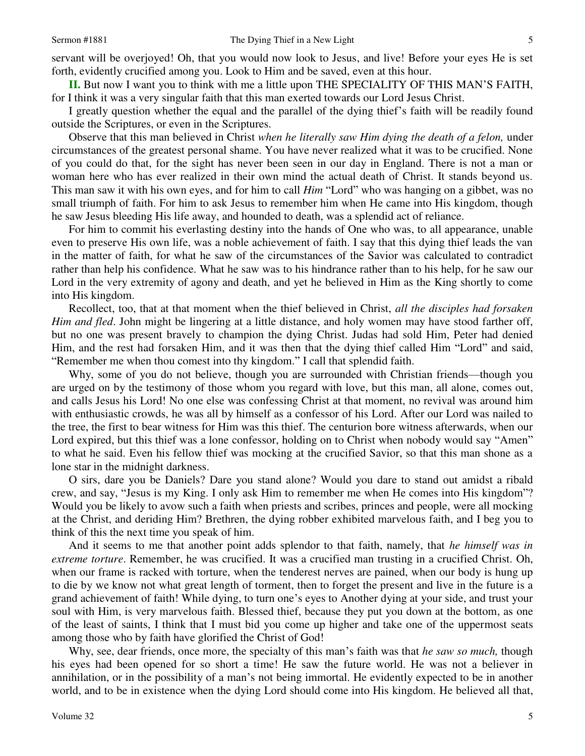servant will be overjoyed! Oh, that you would now look to Jesus, and live! Before your eyes He is set forth, evidently crucified among you. Look to Him and be saved, even at this hour.

**II.** But now I want you to think with me a little upon THE SPECIALITY OF THIS MAN'S FAITH, for I think it was a very singular faith that this man exerted towards our Lord Jesus Christ.

I greatly question whether the equal and the parallel of the dying thief's faith will be readily found outside the Scriptures, or even in the Scriptures.

Observe that this man believed in Christ *when he literally saw Him dying the death of a felon,* under circumstances of the greatest personal shame. You have never realized what it was to be crucified. None of you could do that, for the sight has never been seen in our day in England. There is not a man or woman here who has ever realized in their own mind the actual death of Christ. It stands beyond us. This man saw it with his own eyes, and for him to call *Him* "Lord" who was hanging on a gibbet, was no small triumph of faith. For him to ask Jesus to remember him when He came into His kingdom, though he saw Jesus bleeding His life away, and hounded to death, was a splendid act of reliance.

For him to commit his everlasting destiny into the hands of One who was, to all appearance, unable even to preserve His own life, was a noble achievement of faith. I say that this dying thief leads the van in the matter of faith, for what he saw of the circumstances of the Savior was calculated to contradict rather than help his confidence. What he saw was to his hindrance rather than to his help, for he saw our Lord in the very extremity of agony and death, and yet he believed in Him as the King shortly to come into His kingdom.

Recollect, too, that at that moment when the thief believed in Christ, *all the disciples had forsaken Him and fled*. John might be lingering at a little distance, and holy women may have stood farther off, but no one was present bravely to champion the dying Christ. Judas had sold Him, Peter had denied Him, and the rest had forsaken Him, and it was then that the dying thief called Him "Lord" and said, "Remember me when thou comest into thy kingdom." I call that splendid faith.

Why, some of you do not believe, though you are surrounded with Christian friends—though you are urged on by the testimony of those whom you regard with love, but this man, all alone, comes out, and calls Jesus his Lord! No one else was confessing Christ at that moment, no revival was around him with enthusiastic crowds, he was all by himself as a confessor of his Lord. After our Lord was nailed to the tree, the first to bear witness for Him was this thief. The centurion bore witness afterwards, when our Lord expired, but this thief was a lone confessor, holding on to Christ when nobody would say "Amen" to what he said. Even his fellow thief was mocking at the crucified Savior, so that this man shone as a lone star in the midnight darkness.

O sirs, dare you be Daniels? Dare you stand alone? Would you dare to stand out amidst a ribald crew, and say, "Jesus is my King. I only ask Him to remember me when He comes into His kingdom"? Would you be likely to avow such a faith when priests and scribes, princes and people, were all mocking at the Christ, and deriding Him? Brethren, the dying robber exhibited marvelous faith, and I beg you to think of this the next time you speak of him.

And it seems to me that another point adds splendor to that faith, namely, that *he himself was in extreme torture*. Remember, he was crucified. It was a crucified man trusting in a crucified Christ. Oh, when our frame is racked with torture, when the tenderest nerves are pained, when our body is hung up to die by we know not what great length of torment, then to forget the present and live in the future is a grand achievement of faith! While dying, to turn one's eyes to Another dying at your side, and trust your soul with Him, is very marvelous faith. Blessed thief, because they put you down at the bottom, as one of the least of saints, I think that I must bid you come up higher and take one of the uppermost seats among those who by faith have glorified the Christ of God!

Why, see, dear friends, once more, the specialty of this man's faith was that *he saw so much,* though his eyes had been opened for so short a time! He saw the future world. He was not a believer in annihilation, or in the possibility of a man's not being immortal. He evidently expected to be in another world, and to be in existence when the dying Lord should come into His kingdom. He believed all that,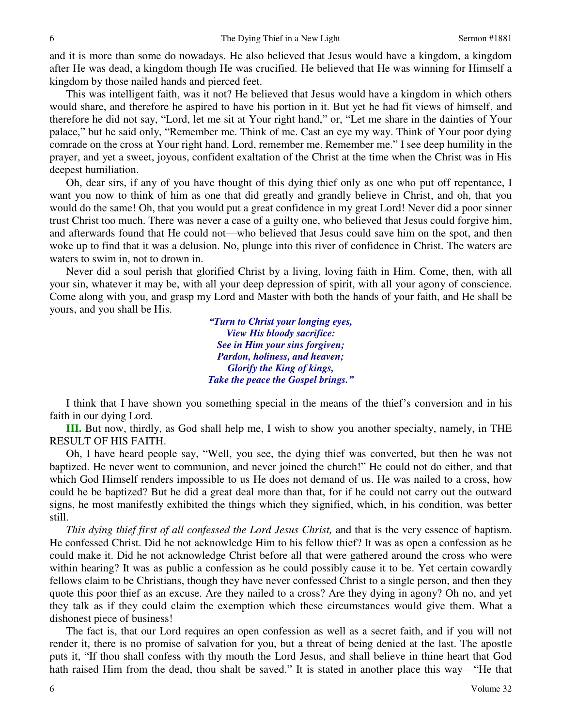and it is more than some do nowadays. He also believed that Jesus would have a kingdom, a kingdom after He was dead, a kingdom though He was crucified. He believed that He was winning for Himself a kingdom by those nailed hands and pierced feet.

This was intelligent faith, was it not? He believed that Jesus would have a kingdom in which others would share, and therefore he aspired to have his portion in it. But yet he had fit views of himself, and therefore he did not say, "Lord, let me sit at Your right hand," or, "Let me share in the dainties of Your palace," but he said only, "Remember me. Think of me. Cast an eye my way. Think of Your poor dying comrade on the cross at Your right hand. Lord, remember me. Remember me." I see deep humility in the prayer, and yet a sweet, joyous, confident exaltation of the Christ at the time when the Christ was in His deepest humiliation.

Oh, dear sirs, if any of you have thought of this dying thief only as one who put off repentance, I want you now to think of him as one that did greatly and grandly believe in Christ, and oh, that you would do the same! Oh, that you would put a great confidence in my great Lord! Never did a poor sinner trust Christ too much. There was never a case of a guilty one, who believed that Jesus could forgive him, and afterwards found that He could not—who believed that Jesus could save him on the spot, and then woke up to find that it was a delusion. No, plunge into this river of confidence in Christ. The waters are waters to swim in, not to drown in.

Never did a soul perish that glorified Christ by a living, loving faith in Him. Come, then, with all your sin, whatever it may be, with all your deep depression of spirit, with all your agony of conscience. Come along with you, and grasp my Lord and Master with both the hands of your faith, and He shall be yours, and you shall be His.

> ***"Turn to Christ your longing eyes,***
> ***View His bloody sacrifice:***
> ***See in Him your sins forgiven;***
> ***Pardon, holiness, and heaven;***
> ***Glorify the King of kings,***
> ***Take the peace the Gospel brings."***

I think that I have shown you something special in the means of the thief's conversion and in his faith in our dying Lord.

**III.** But now, thirdly, as God shall help me, I wish to show you another specialty, namely, in THE RESULT OF HIS FAITH.

Oh, I have heard people say, "Well, you see, the dying thief was converted, but then he was not baptized. He never went to communion, and never joined the church!" He could not do either, and that which God Himself renders impossible to us He does not demand of us. He was nailed to a cross, how could he be baptized? But he did a great deal more than that, for if he could not carry out the outward signs, he most manifestly exhibited the things which they signified, which, in his condition, was better still.

*This dying thief first of all confessed the Lord Jesus Christ,* and that is the very essence of baptism. He confessed Christ. Did he not acknowledge Him to his fellow thief? It was as open a confession as he could make it. Did he not acknowledge Christ before all that were gathered around the cross who were within hearing? It was as public a confession as he could possibly cause it to be. Yet certain cowardly fellows claim to be Christians, though they have never confessed Christ to a single person, and then they quote this poor thief as an excuse. Are they nailed to a cross? Are they dying in agony? Oh no, and yet they talk as if they could claim the exemption which these circumstances would give them. What a dishonest piece of business!

The fact is, that our Lord requires an open confession as well as a secret faith, and if you will not render it, there is no promise of salvation for you, but a threat of being denied at the last. The apostle puts it, "If thou shall confess with thy mouth the Lord Jesus, and shall believe in thine heart that God hath raised Him from the dead, thou shalt be saved." It is stated in another place this way—"He that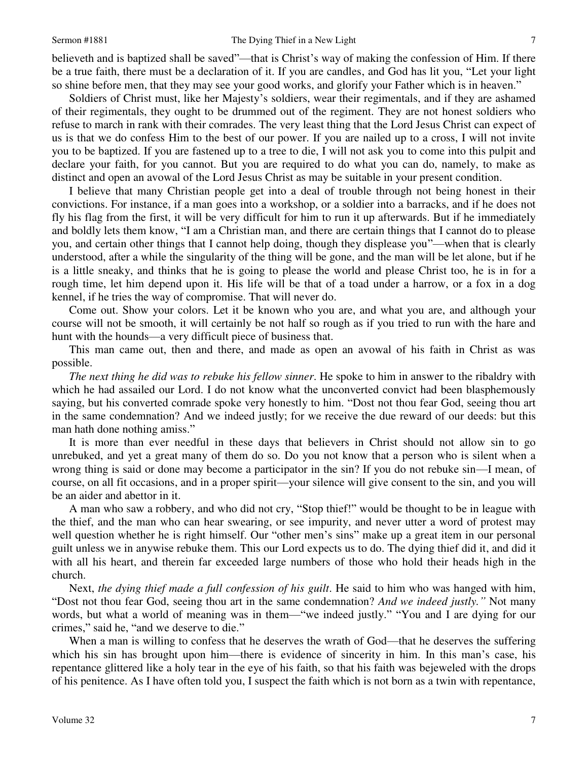believeth and is baptized shall be saved"—that is Christ's way of making the confession of Him. If there be a true faith, there must be a declaration of it. If you are candles, and God has lit you, "Let your light so shine before men, that they may see your good works, and glorify your Father which is in heaven."

Soldiers of Christ must, like her Majesty's soldiers, wear their regimentals, and if they are ashamed of their regimentals, they ought to be drummed out of the regiment. They are not honest soldiers who refuse to march in rank with their comrades. The very least thing that the Lord Jesus Christ can expect of us is that we do confess Him to the best of our power. If you are nailed up to a cross, I will not invite you to be baptized. If you are fastened up to a tree to die, I will not ask you to come into this pulpit and declare your faith, for you cannot. But you are required to do what you can do, namely, to make as distinct and open an avowal of the Lord Jesus Christ as may be suitable in your present condition.

I believe that many Christian people get into a deal of trouble through not being honest in their convictions. For instance, if a man goes into a workshop, or a soldier into a barracks, and if he does not fly his flag from the first, it will be very difficult for him to run it up afterwards. But if he immediately and boldly lets them know, "I am a Christian man, and there are certain things that I cannot do to please you, and certain other things that I cannot help doing, though they displease you"—when that is clearly understood, after a while the singularity of the thing will be gone, and the man will be let alone, but if he is a little sneaky, and thinks that he is going to please the world and please Christ too, he is in for a rough time, let him depend upon it. His life will be that of a toad under a harrow, or a fox in a dog kennel, if he tries the way of compromise. That will never do.

Come out. Show your colors. Let it be known who you are, and what you are, and although your course will not be smooth, it will certainly be not half so rough as if you tried to run with the hare and hunt with the hounds—a very difficult piece of business that.

This man came out, then and there, and made as open an avowal of his faith in Christ as was possible.

*The next thing he did was to rebuke his fellow sinner*. He spoke to him in answer to the ribaldry with which he had assailed our Lord. I do not know what the unconverted convict had been blasphemously saying, but his converted comrade spoke very honestly to him. "Dost not thou fear God, seeing thou art in the same condemnation? And we indeed justly; for we receive the due reward of our deeds: but this man hath done nothing amiss."

It is more than ever needful in these days that believers in Christ should not allow sin to go unrebuked, and yet a great many of them do so. Do you not know that a person who is silent when a wrong thing is said or done may become a participator in the sin? If you do not rebuke sin—I mean, of course, on all fit occasions, and in a proper spirit—your silence will give consent to the sin, and you will be an aider and abettor in it.

A man who saw a robbery, and who did not cry, "Stop thief!" would be thought to be in league with the thief, and the man who can hear swearing, or see impurity, and never utter a word of protest may well question whether he is right himself. Our "other men's sins" make up a great item in our personal guilt unless we in anywise rebuke them. This our Lord expects us to do. The dying thief did it, and did it with all his heart, and therein far exceeded large numbers of those who hold their heads high in the church.

Next, *the dying thief made a full confession of his guilt*. He said to him who was hanged with him, "Dost not thou fear God, seeing thou art in the same condemnation? *And we indeed justly."* Not many words, but what a world of meaning was in them—"we indeed justly." "You and I are dying for our crimes," said he, "and we deserve to die."

When a man is willing to confess that he deserves the wrath of God—that he deserves the suffering which his sin has brought upon him—there is evidence of sincerity in him. In this man's case, his repentance glittered like a holy tear in the eye of his faith, so that his faith was bejeweled with the drops of his penitence. As I have often told you, I suspect the faith which is not born as a twin with repentance,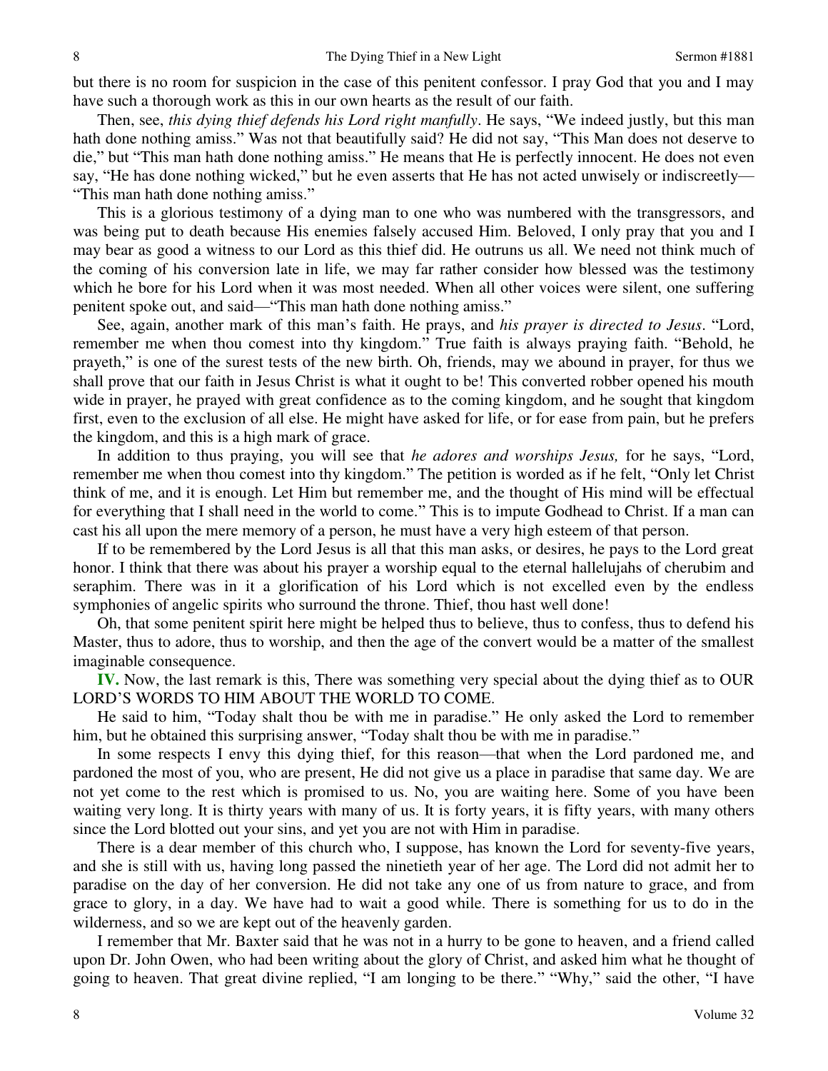but there is no room for suspicion in the case of this penitent confessor. I pray God that you and I may have such a thorough work as this in our own hearts as the result of our faith.

Then, see, *this dying thief defends his Lord right manfully*. He says, "We indeed justly, but this man hath done nothing amiss." Was not that beautifully said? He did not say, "This Man does not deserve to die," but "This man hath done nothing amiss." He means that He is perfectly innocent. He does not even say, "He has done nothing wicked," but he even asserts that He has not acted unwisely or indiscreetly—"This man hath done nothing amiss."

This is a glorious testimony of a dying man to one who was numbered with the transgressors, and was being put to death because His enemies falsely accused Him. Beloved, I only pray that you and I may bear as good a witness to our Lord as this thief did. He outruns us all. We need not think much of the coming of his conversion late in life, we may far rather consider how blessed was the testimony which he bore for his Lord when it was most needed. When all other voices were silent, one suffering penitent spoke out, and said—"This man hath done nothing amiss."

See, again, another mark of this man's faith. He prays, and *his prayer is directed to Jesus*. "Lord, remember me when thou comest into thy kingdom." True faith is always praying faith. "Behold, he prayeth," is one of the surest tests of the new birth. Oh, friends, may we abound in prayer, for thus we shall prove that our faith in Jesus Christ is what it ought to be! This converted robber opened his mouth wide in prayer, he prayed with great confidence as to the coming kingdom, and he sought that kingdom first, even to the exclusion of all else. He might have asked for life, or for ease from pain, but he prefers the kingdom, and this is a high mark of grace.

In addition to thus praying, you will see that *he adores and worships Jesus,* for he says, "Lord, remember me when thou comest into thy kingdom." The petition is worded as if he felt, "Only let Christ think of me, and it is enough. Let Him but remember me, and the thought of His mind will be effectual for everything that I shall need in the world to come." This is to impute Godhead to Christ. If a man can cast his all upon the mere memory of a person, he must have a very high esteem of that person.

If to be remembered by the Lord Jesus is all that this man asks, or desires, he pays to the Lord great honor. I think that there was about his prayer a worship equal to the eternal hallelujahs of cherubim and seraphim. There was in it a glorification of his Lord which is not excelled even by the endless symphonies of angelic spirits who surround the throne. Thief, thou hast well done!

Oh, that some penitent spirit here might be helped thus to believe, thus to confess, thus to defend his Master, thus to adore, thus to worship, and then the age of the convert would be a matter of the smallest imaginable consequence.

**IV.** Now, the last remark is this, There was something very special about the dying thief as to OUR LORD'S WORDS TO HIM ABOUT THE WORLD TO COME.

He said to him, "Today shalt thou be with me in paradise." He only asked the Lord to remember him, but he obtained this surprising answer, "Today shalt thou be with me in paradise."

In some respects I envy this dying thief, for this reason—that when the Lord pardoned me, and pardoned the most of you, who are present, He did not give us a place in paradise that same day. We are not yet come to the rest which is promised to us. No, you are waiting here. Some of you have been waiting very long. It is thirty years with many of us. It is forty years, it is fifty years, with many others since the Lord blotted out your sins, and yet you are not with Him in paradise.

There is a dear member of this church who, I suppose, has known the Lord for seventy-five years, and she is still with us, having long passed the ninetieth year of her age. The Lord did not admit her to paradise on the day of her conversion. He did not take any one of us from nature to grace, and from grace to glory, in a day. We have had to wait a good while. There is something for us to do in the wilderness, and so we are kept out of the heavenly garden.

I remember that Mr. Baxter said that he was not in a hurry to be gone to heaven, and a friend called upon Dr. John Owen, who had been writing about the glory of Christ, and asked him what he thought of going to heaven. That great divine replied, "I am longing to be there." "Why," said the other, "I have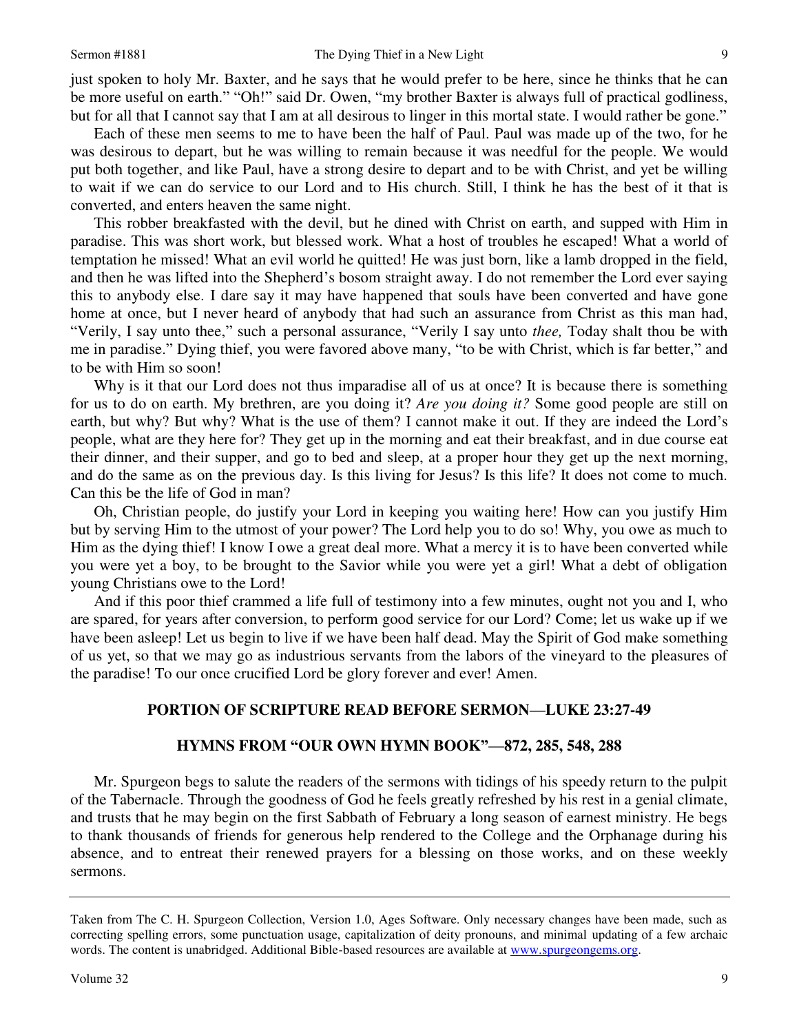just spoken to holy Mr. Baxter, and he says that he would prefer to be here, since he thinks that he can be more useful on earth." "Oh!" said Dr. Owen, "my brother Baxter is always full of practical godliness, but for all that I cannot say that I am at all desirous to linger in this mortal state. I would rather be gone."

Each of these men seems to me to have been the half of Paul. Paul was made up of the two, for he was desirous to depart, but he was willing to remain because it was needful for the people. We would put both together, and like Paul, have a strong desire to depart and to be with Christ, and yet be willing to wait if we can do service to our Lord and to His church. Still, I think he has the best of it that is converted, and enters heaven the same night.

This robber breakfasted with the devil, but he dined with Christ on earth, and supped with Him in paradise. This was short work, but blessed work. What a host of troubles he escaped! What a world of temptation he missed! What an evil world he quitted! He was just born, like a lamb dropped in the field, and then he was lifted into the Shepherd's bosom straight away. I do not remember the Lord ever saying this to anybody else. I dare say it may have happened that souls have been converted and have gone home at once, but I never heard of anybody that had such an assurance from Christ as this man had, "Verily, I say unto thee," such a personal assurance, "Verily I say unto *thee,* Today shalt thou be with me in paradise." Dying thief, you were favored above many, "to be with Christ, which is far better," and to be with Him so soon!

Why is it that our Lord does not thus imparadise all of us at once? It is because there is something for us to do on earth. My brethren, are you doing it? *Are you doing it?* Some good people are still on earth, but why? But why? What is the use of them? I cannot make it out. If they are indeed the Lord's people, what are they here for? They get up in the morning and eat their breakfast, and in due course eat their dinner, and their supper, and go to bed and sleep, at a proper hour they get up the next morning, and do the same as on the previous day. Is this living for Jesus? Is this life? It does not come to much. Can this be the life of God in man?

Oh, Christian people, do justify your Lord in keeping you waiting here! How can you justify Him but by serving Him to the utmost of your power? The Lord help you to do so! Why, you owe as much to Him as the dying thief! I know I owe a great deal more. What a mercy it is to have been converted while you were yet a boy, to be brought to the Savior while you were yet a girl! What a debt of obligation young Christians owe to the Lord!

And if this poor thief crammed a life full of testimony into a few minutes, ought not you and I, who are spared, for years after conversion, to perform good service for our Lord? Come; let us wake up if we have been asleep! Let us begin to live if we have been half dead. May the Spirit of God make something of us yet, so that we may go as industrious servants from the labors of the vineyard to the pleasures of the paradise! To our once crucified Lord be glory forever and ever! Amen.

**PORTION OF SCRIPTURE READ BEFORE SERMON—LUKE 23:27-49**

**HYMNS FROM "OUR OWN HYMN BOOK"—872, 285, 548, 288**

Mr. Spurgeon begs to salute the readers of the sermons with tidings of his speedy return to the pulpit of the Tabernacle. Through the goodness of God he feels greatly refreshed by his rest in a genial climate, and trusts that he may begin on the first Sabbath of February a long season of earnest ministry. He begs to thank thousands of friends for generous help rendered to the College and the Orphanage during his absence, and to entreat their renewed prayers for a blessing on those works, and on these weekly sermons.

---

Taken from The C. H. Spurgeon Collection, Version 1.0, Ages Software. Only necessary changes have been made, such as correcting spelling errors, some punctuation usage, capitalization of deity pronouns, and minimal updating of a few archaic words. The content is unabridged. Additional Bible-based resources are available at www.spurgeongems.org.